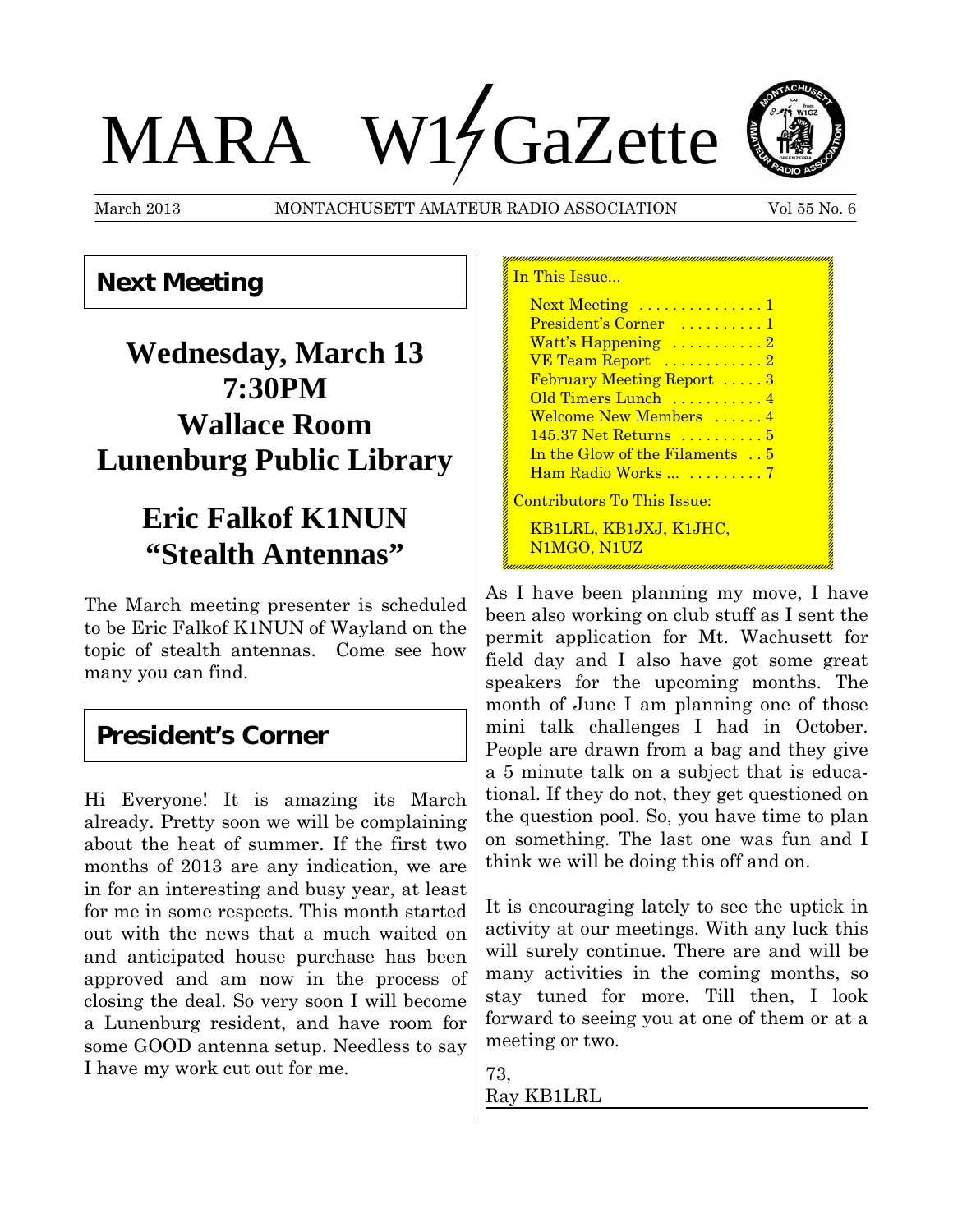# MARA W1GaZette

March 2013 MONTACHUSETT AMATEUR RADIO ASSOCIATION Vol 55 No. 6

## Next Meeting

**Wednesday, March 13**
**7:30PM**
**Wallace Room**
**Lunenburg Public Library**

**Eric Falkof K1NUN**
**"Stealth Antennas"**

The March meeting presenter is scheduled to be Eric Falkof K1NUN of Wayland on the topic of stealth antennas. Come see how many you can find.

## President's Corner

Hi Everyone! It is amazing its March already. Pretty soon we will be complaining about the heat of summer. If the first two months of 2013 are any indication, we are in for an interesting and busy year, at least for me in some respects. This month started out with the news that a much waited on and anticipated house purchase has been approved and am now in the process of closing the deal. So very soon I will become a Lunenburg resident, and have room for some GOOD antenna setup. Needless to say I have my work cut out for me.

As I have been planning my move, I have been also working on club stuff as I sent the permit application for Mt. Wachusett for field day and I also have got some great speakers for the upcoming months. The month of June I am planning one of those mini talk challenges I had in October. People are drawn from a bag and they give a 5 minute talk on a subject that is educational. If they do not, they get questioned on the question pool. So, you have time to plan on something. The last one was fun and I think we will be doing this off and on.

It is encouraging lately to see the uptick in activity at our meetings. With any luck this will surely continue. There are and will be many activities in the coming months, so stay tuned for more. Till then, I look forward to seeing you at one of them or at a meeting or two.

73,
Ray KB1LRL

---

In This Issue...

- Next Meeting ............... 1
- President's Corner .......... 1
- Watt's Happening ........... 2
- VE Team Report ............ 2
- February Meeting Report ..... 3
- Old Timers Lunch ........... 4
- Welcome New Members ...... 4
- 145.37 Net Returns .......... 5
- In the Glow of the Filaments .. 5
- Ham Radio Works ... ......... 7

Contributors To This Issue:

KB1LRL, KB1JXJ, K1JHC, N1MGO, N1UZ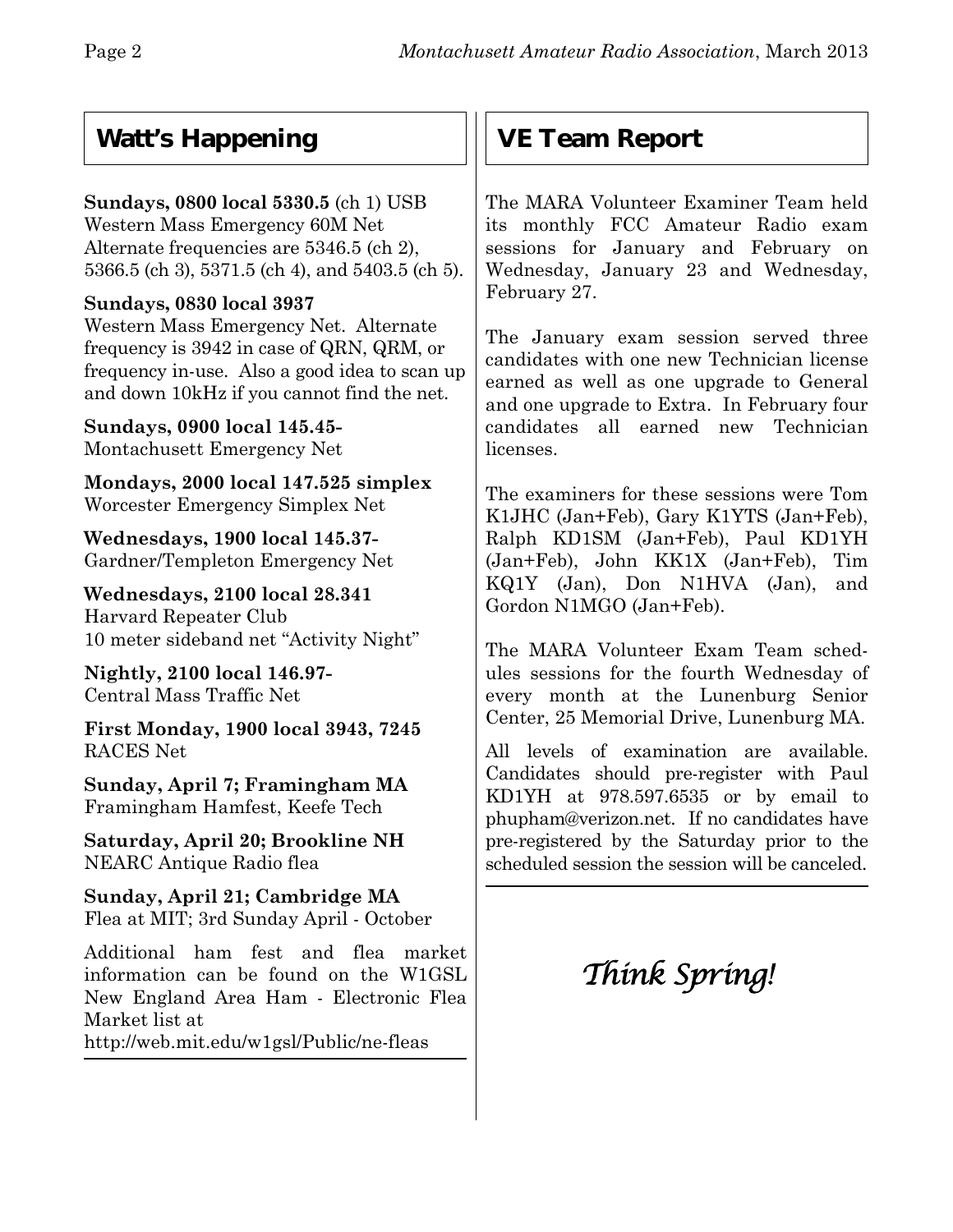## Watt's Happening

**Sundays, 0800 local 5330.5** (ch 1) USB
Western Mass Emergency 60M Net
Alternate frequencies are 5346.5 (ch 2), 5366.5 (ch 3), 5371.5 (ch 4), and 5403.5 (ch 5).

**Sundays, 0830 local 3937**
Western Mass Emergency Net. Alternate frequency is 3942 in case of QRN, QRM, or frequency in-use. Also a good idea to scan up and down 10kHz if you cannot find the net.

**Sundays, 0900 local 145.45-**
Montachusett Emergency Net

**Mondays, 2000 local 147.525 simplex**
Worcester Emergency Simplex Net

**Wednesdays, 1900 local 145.37-**
Gardner/Templeton Emergency Net

**Wednesdays, 2100 local 28.341**
Harvard Repeater Club
10 meter sideband net "Activity Night"

**Nightly, 2100 local 146.97-**
Central Mass Traffic Net

**First Monday, 1900 local 3943, 7245**
RACES Net

**Sunday, April 7; Framingham MA**
Framingham Hamfest, Keefe Tech

**Saturday, April 20; Brookline NH**
NEARC Antique Radio flea

**Sunday, April 21; Cambridge MA**
Flea at MIT; 3rd Sunday April - October

Additional ham fest and flea market information can be found on the W1GSL New England Area Ham - Electronic Flea Market list at
http://web.mit.edu/w1gsl/Public/ne-fleas

## VE Team Report

The MARA Volunteer Examiner Team held its monthly FCC Amateur Radio exam sessions for January and February on Wednesday, January 23 and Wednesday, February 27.

The January exam session served three candidates with one new Technician license earned as well as one upgrade to General and one upgrade to Extra. In February four candidates all earned new Technician licenses.

The examiners for these sessions were Tom K1JHC (Jan+Feb), Gary K1YTS (Jan+Feb), Ralph KD1SM (Jan+Feb), Paul KD1YH (Jan+Feb), John KK1X (Jan+Feb), Tim KQ1Y (Jan), Don N1HVA (Jan), and Gordon N1MGO (Jan+Feb).

The MARA Volunteer Exam Team schedules sessions for the fourth Wednesday of every month at the Lunenburg Senior Center, 25 Memorial Drive, Lunenburg MA.

All levels of examination are available. Candidates should pre-register with Paul KD1YH at 978.597.6535 or by email to phupham@verizon.net. If no candidates have pre-registered by the Saturday prior to the scheduled session the session will be canceled.

*Think Spring!*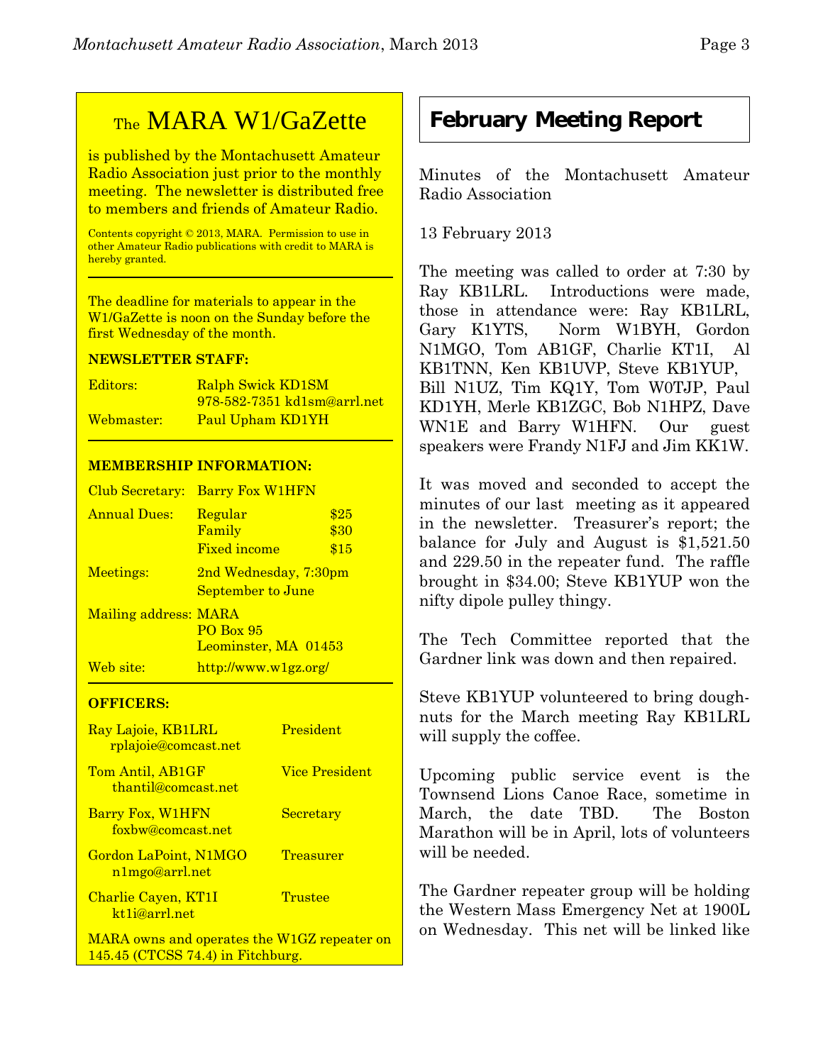## The MARA W1/GaZette

is published by the Montachusett Amateur Radio Association just prior to the monthly meeting. The newsletter is distributed free to members and friends of Amateur Radio.

Contents copyright © 2013, MARA. Permission to use in other Amateur Radio publications with credit to MARA is hereby granted.

The deadline for materials to appear in the W1/GaZette is noon on the Sunday before the first Wednesday of the month.

**NEWSLETTER STAFF:**

| | |
|---|---|
| Editors: | Ralph Swick KD1SM<br>978-582-7351 kd1sm@arrl.net |
| Webmaster: | Paul Upham KD1YH |

**MEMBERSHIP INFORMATION:**

| | | |
|---|---|---|
| Club Secretary: | Barry Fox W1HFN | |
| Annual Dues: | Regular | $25 |
| | Family | $30 |
| | Fixed income | $15 |
| Meetings: | 2nd Wednesday, 7:30pm<br>September to June | |
| Mailing address: | MARA<br>PO Box 95<br>Leominster, MA 01453 | |
| Web site: | http://www.w1gz.org/ | |

**OFFICERS:**

| | |
|---|---|
| Ray Lajoie, KB1LRL<br>rplajoie@comcast.net | President |
| Tom Antil, AB1GF<br>thantil@comcast.net | Vice President |
| Barry Fox, W1HFN<br>foxbw@comcast.net | Secretary |
| Gordon LaPoint, N1MGO<br>n1mgo@arrl.net | Treasurer |
| Charlie Cayen, KT1I<br>kt1i@arrl.net | Trustee |

MARA owns and operates the W1GZ repeater on 145.45 (CTCSS 74.4) in Fitchburg.

## February Meeting Report

Minutes of the Montachusett Amateur Radio Association

13 February 2013

The meeting was called to order at 7:30 by Ray KB1LRL. Introductions were made, those in attendance were: Ray KB1LRL, Gary K1YTS, Norm W1BYH, Gordon N1MGO, Tom AB1GF, Charlie KT1I, Al KB1TNN, Ken KB1UVP, Steve KB1YUP, Bill N1UZ, Tim KQ1Y, Tom W0TJP, Paul KD1YH, Merle KB1ZGC, Bob N1HPZ, Dave WN1E and Barry W1HFN. Our guest speakers were Frandy N1FJ and Jim KK1W.

It was moved and seconded to accept the minutes of our last meeting as it appeared in the newsletter. Treasurer's report; the balance for July and August is $1,521.50 and 229.50 in the repeater fund. The raffle brought in $34.00; Steve KB1YUP won the nifty dipole pulley thingy.

The Tech Committee reported that the Gardner link was down and then repaired.

Steve KB1YUP volunteered to bring doughnuts for the March meeting Ray KB1LRL will supply the coffee.

Upcoming public service event is the Townsend Lions Canoe Race, sometime in March, the date TBD. The Boston Marathon will be in April, lots of volunteers will be needed.

The Gardner repeater group will be holding the Western Mass Emergency Net at 1900L on Wednesday. This net will be linked like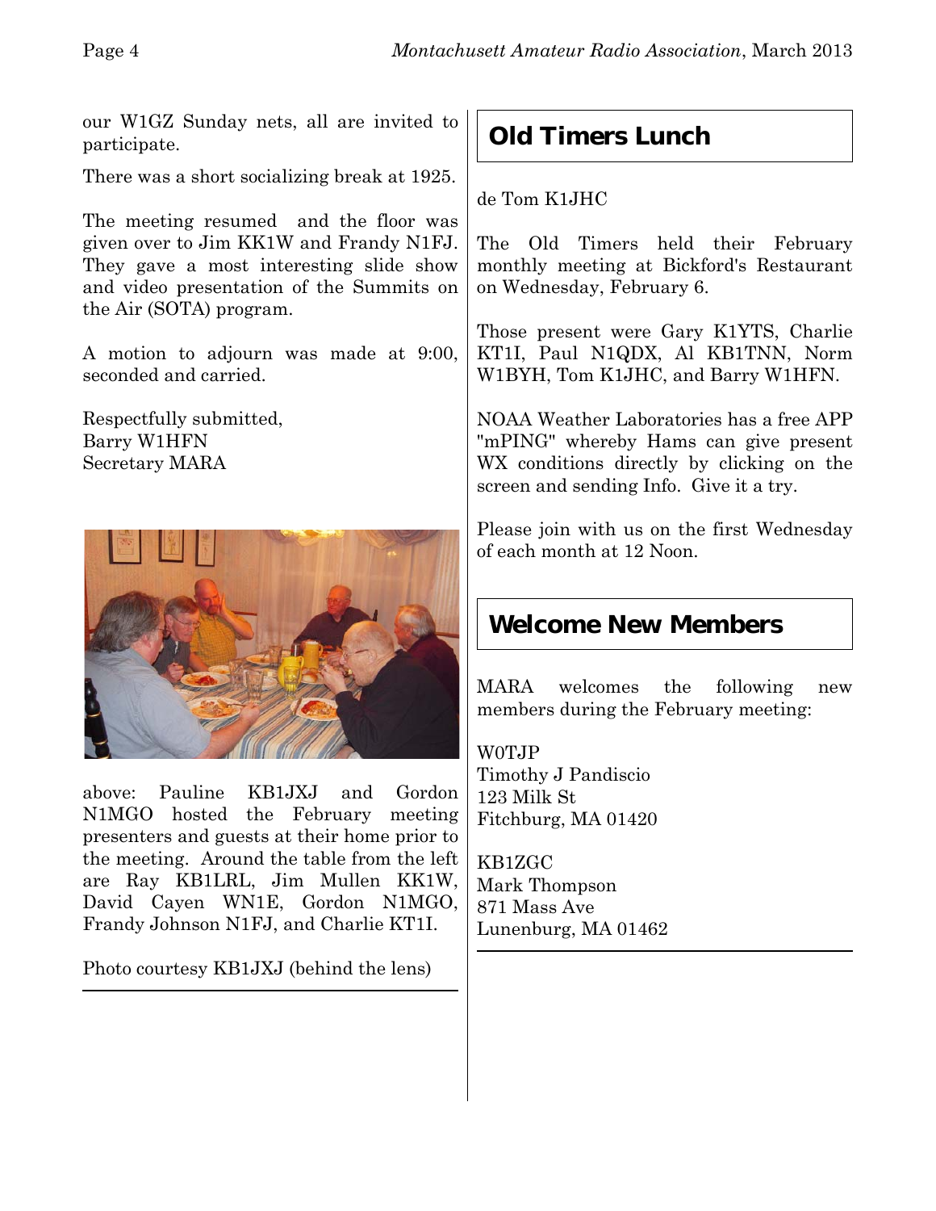our W1GZ Sunday nets, all are invited to participate.

There was a short socializing break at 1925.

The meeting resumed and the floor was given over to Jim KK1W and Frandy N1FJ. They gave a most interesting slide show and video presentation of the Summits on the Air (SOTA) program.

A motion to adjourn was made at 9:00, seconded and carried.

Respectfully submitted,
Barry W1HFN
Secretary MARA

above: Pauline KB1JXJ and Gordon N1MGO hosted the February meeting presenters and guests at their home prior to the meeting. Around the table from the left are Ray KB1LRL, Jim Mullen KK1W, David Cayen WN1E, Gordon N1MGO, Frandy Johnson N1FJ, and Charlie KT1I.

Photo courtesy KB1JXJ (behind the lens)

## Old Timers Lunch

de Tom K1JHC

The Old Timers held their February monthly meeting at Bickford's Restaurant on Wednesday, February 6.

Those present were Gary K1YTS, Charlie KT1I, Paul N1QDX, Al KB1TNN, Norm W1BYH, Tom K1JHC, and Barry W1HFN.

NOAA Weather Laboratories has a free APP "mPING" whereby Hams can give present WX conditions directly by clicking on the screen and sending Info. Give it a try.

Please join with us on the first Wednesday of each month at 12 Noon.

## Welcome New Members

MARA welcomes the following new members during the February meeting:

W0TJP
Timothy J Pandiscio
123 Milk St
Fitchburg, MA 01420

KB1ZGC
Mark Thompson
871 Mass Ave
Lunenburg, MA 01462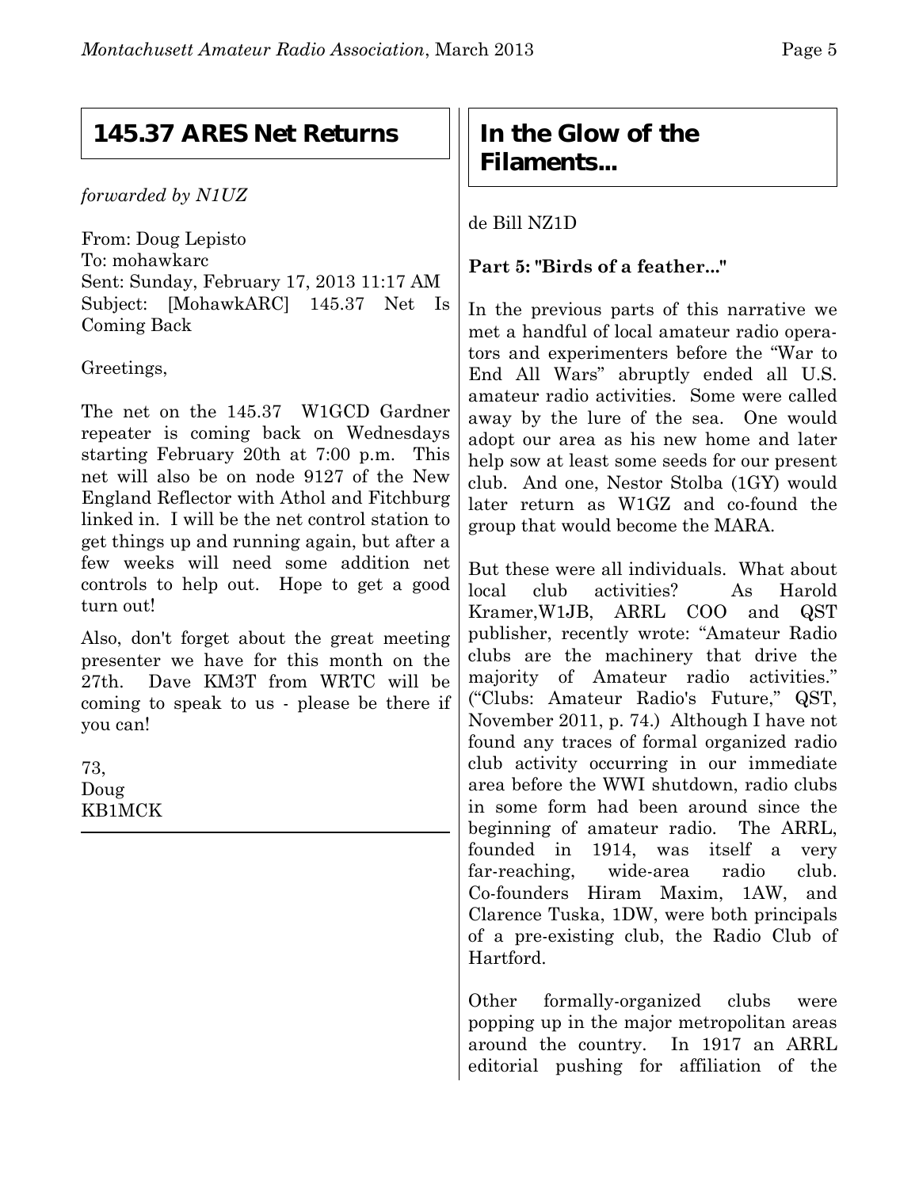## 145.37 ARES Net Returns

*forwarded by N1UZ*

From: Doug Lepisto
To: mohawkarc
Sent: Sunday, February 17, 2013 11:17 AM
Subject: [MohawkARC] 145.37 Net Is Coming Back

Greetings,

The net on the 145.37 W1GCD Gardner repeater is coming back on Wednesdays starting February 20th at 7:00 p.m. This net will also be on node 9127 of the New England Reflector with Athol and Fitchburg linked in. I will be the net control station to get things up and running again, but after a few weeks will need some addition net controls to help out. Hope to get a good turn out!

Also, don't forget about the great meeting presenter we have for this month on the 27th. Dave KM3T from WRTC will be coming to speak to us - please be there if you can!

73,
Doug
KB1MCK

## In the Glow of the Filaments...

de Bill NZ1D

**Part 5: "Birds of a feather..."**

In the previous parts of this narrative we met a handful of local amateur radio operators and experimenters before the "War to End All Wars" abruptly ended all U.S. amateur radio activities. Some were called away by the lure of the sea. One would adopt our area as his new home and later help sow at least some seeds for our present club. And one, Nestor Stolba (1GY) would later return as W1GZ and co-found the group that would become the MARA.

But these were all individuals. What about local club activities? As Harold Kramer,W1JB, ARRL COO and QST publisher, recently wrote: "Amateur Radio clubs are the machinery that drive the majority of Amateur radio activities." ("Clubs: Amateur Radio's Future," QST, November 2011, p. 74.) Although I have not found any traces of formal organized radio club activity occurring in our immediate area before the WWI shutdown, radio clubs in some form had been around since the beginning of amateur radio. The ARRL, founded in 1914, was itself a very far-reaching, wide-area radio club. Co-founders Hiram Maxim, 1AW, and Clarence Tuska, 1DW, were both principals of a pre-existing club, the Radio Club of Hartford.

Other formally-organized clubs were popping up in the major metropolitan areas around the country. In 1917 an ARRL editorial pushing for affiliation of the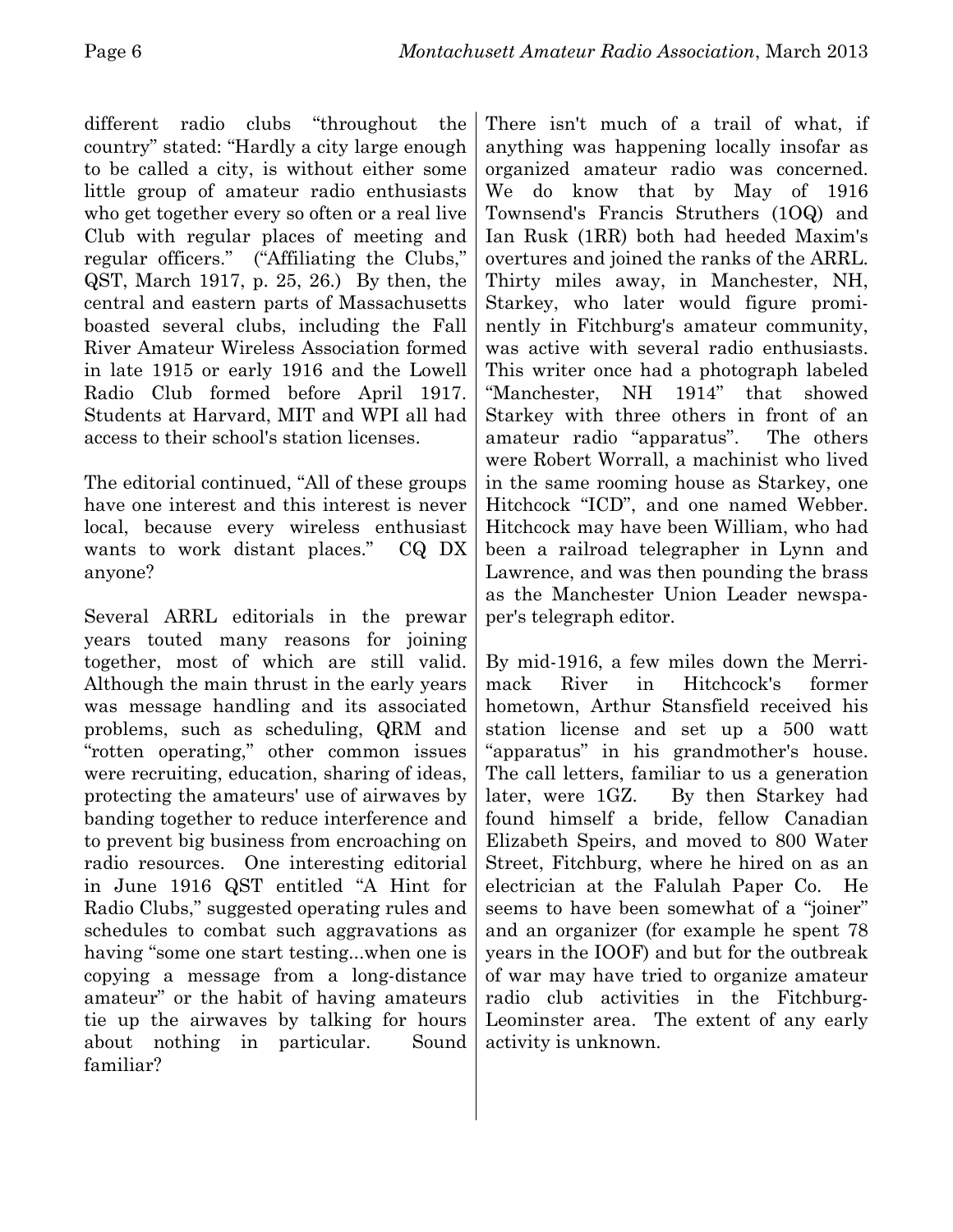different radio clubs "throughout the country" stated: "Hardly a city large enough to be called a city, is without either some little group of amateur radio enthusiasts who get together every so often or a real live Club with regular places of meeting and regular officers." ("Affiliating the Clubs," QST, March 1917, p. 25, 26.) By then, the central and eastern parts of Massachusetts boasted several clubs, including the Fall River Amateur Wireless Association formed in late 1915 or early 1916 and the Lowell Radio Club formed before April 1917. Students at Harvard, MIT and WPI all had access to their school's station licenses.

The editorial continued, "All of these groups have one interest and this interest is never local, because every wireless enthusiast wants to work distant places." CQ DX anyone?

Several ARRL editorials in the prewar years touted many reasons for joining together, most of which are still valid. Although the main thrust in the early years was message handling and its associated problems, such as scheduling, QRM and "rotten operating," other common issues were recruiting, education, sharing of ideas, protecting the amateurs' use of airwaves by banding together to reduce interference and to prevent big business from encroaching on radio resources. One interesting editorial in June 1916 QST entitled "A Hint for Radio Clubs," suggested operating rules and schedules to combat such aggravations as having "some one start testing...when one is copying a message from a long-distance amateur" or the habit of having amateurs tie up the airwaves by talking for hours about nothing in particular. Sound familiar?

There isn't much of a trail of what, if anything was happening locally insofar as organized amateur radio was concerned. We do know that by May of 1916 Townsend's Francis Struthers (1OQ) and Ian Rusk (1RR) both had heeded Maxim's overtures and joined the ranks of the ARRL. Thirty miles away, in Manchester, NH, Starkey, who later would figure prominently in Fitchburg's amateur community, was active with several radio enthusiasts. This writer once had a photograph labeled "Manchester, NH 1914" that showed Starkey with three others in front of an amateur radio "apparatus". The others were Robert Worrall, a machinist who lived in the same rooming house as Starkey, one Hitchcock "ICD", and one named Webber. Hitchcock may have been William, who had been a railroad telegrapher in Lynn and Lawrence, and was then pounding the brass as the Manchester Union Leader newspaper's telegraph editor.

By mid-1916, a few miles down the Merrimack River in Hitchcock's former hometown, Arthur Stansfield received his station license and set up a 500 watt "apparatus" in his grandmother's house. The call letters, familiar to us a generation later, were 1GZ. By then Starkey had found himself a bride, fellow Canadian Elizabeth Speirs, and moved to 800 Water Street, Fitchburg, where he hired on as an electrician at the Falulah Paper Co. He seems to have been somewhat of a "joiner" and an organizer (for example he spent 78 years in the IOOF) and but for the outbreak of war may have tried to organize amateur radio club activities in the Fitchburg-Leominster area. The extent of any early activity is unknown.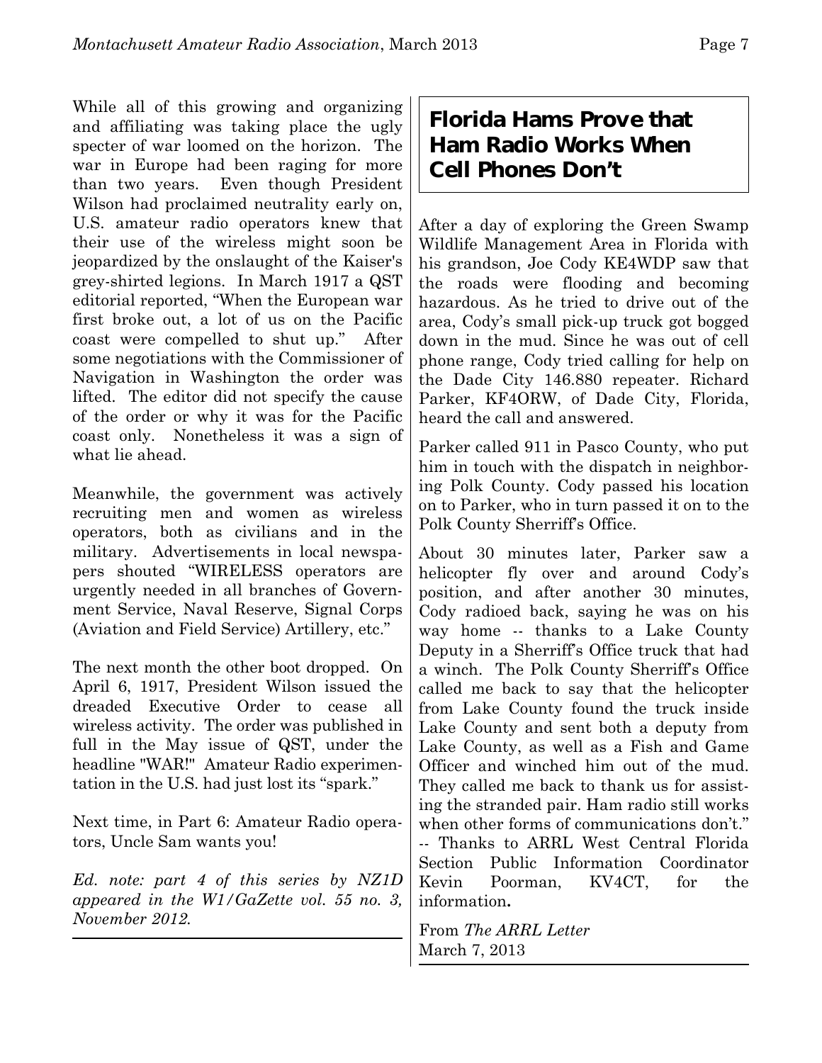While all of this growing and organizing and affiliating was taking place the ugly specter of war loomed on the horizon. The war in Europe had been raging for more than two years. Even though President Wilson had proclaimed neutrality early on, U.S. amateur radio operators knew that their use of the wireless might soon be jeopardized by the onslaught of the Kaiser's grey-shirted legions. In March 1917 a QST editorial reported, "When the European war first broke out, a lot of us on the Pacific coast were compelled to shut up." After some negotiations with the Commissioner of Navigation in Washington the order was lifted. The editor did not specify the cause of the order or why it was for the Pacific coast only. Nonetheless it was a sign of what lie ahead.

Meanwhile, the government was actively recruiting men and women as wireless operators, both as civilians and in the military. Advertisements in local newspapers shouted "WIRELESS operators are urgently needed in all branches of Government Service, Naval Reserve, Signal Corps (Aviation and Field Service) Artillery, etc."

The next month the other boot dropped. On April 6, 1917, President Wilson issued the dreaded Executive Order to cease all wireless activity. The order was published in full in the May issue of QST, under the headline "WAR!" Amateur Radio experimentation in the U.S. had just lost its "spark."

Next time, in Part 6: Amateur Radio operators, Uncle Sam wants you!

*Ed. note: part 4 of this series by NZ1D appeared in the W1/GaZette vol. 55 no. 3, November 2012.*

## Florida Hams Prove that Ham Radio Works When Cell Phones Don't

After a day of exploring the Green Swamp Wildlife Management Area in Florida with his grandson, Joe Cody KE4WDP saw that the roads were flooding and becoming hazardous. As he tried to drive out of the area, Cody's small pick-up truck got bogged down in the mud. Since he was out of cell phone range, Cody tried calling for help on the Dade City 146.880 repeater. Richard Parker, KF4ORW, of Dade City, Florida, heard the call and answered.

Parker called 911 in Pasco County, who put him in touch with the dispatch in neighboring Polk County. Cody passed his location on to Parker, who in turn passed it on to the Polk County Sherriff's Office.

About 30 minutes later, Parker saw a helicopter fly over and around Cody's position, and after another 30 minutes, Cody radioed back, saying he was on his way home -- thanks to a Lake County Deputy in a Sherriff's Office truck that had a winch. The Polk County Sherriff's Office called me back to say that the helicopter from Lake County found the truck inside Lake County and sent both a deputy from Lake County, as well as a Fish and Game Officer and winched him out of the mud. They called me back to thank us for assisting the stranded pair. Ham radio still works when other forms of communications don't." -- Thanks to ARRL West Central Florida Section Public Information Coordinator Kevin Poorman, KV4CT, for the information.

From *The ARRL Letter*
March 7, 2013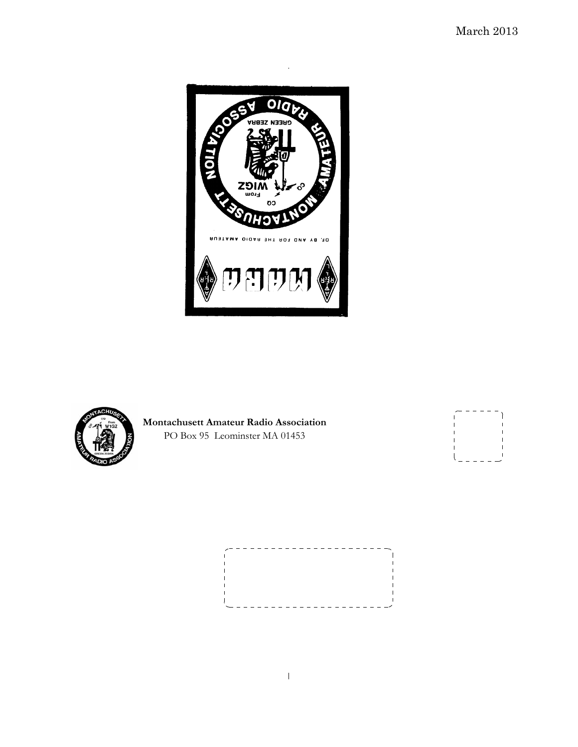**Montachusett Amateur Radio Association**

PO Box 95 Leominster MA 01453